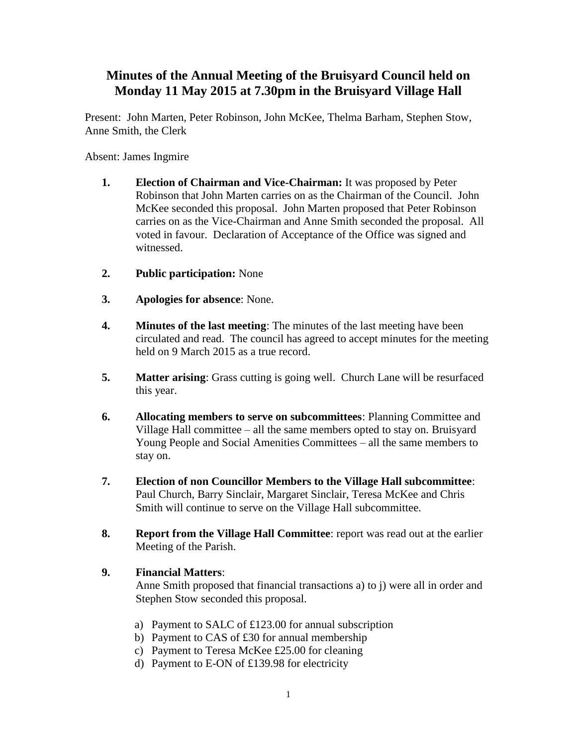# Minutes of the Annual Meeting of the Bruisyard Council held on Monday 11 May 2015 at 7.30pm in the Bruisyard Village Hall

Present: John Marten, Peter Robinson, John McKee, Thelma Barham, Stephen Stow, Anne Smith, the Clerk

Absent: James Ingmire

1. **Election of Chairman and Vice-Chairman:** It was proposed by Peter Robinson that John Marten carries on as the Chairman of the Council. John McKee seconded this proposal. John Marten proposed that Peter Robinson carries on as the Vice-Chairman and Anne Smith seconded the proposal. All voted in favour. Declaration of Acceptance of the Office was signed and witnessed.

2. **Public participation:** None

3. **Apologies for absence**: None.

4. **Minutes of the last meeting**: The minutes of the last meeting have been circulated and read. The council has agreed to accept minutes for the meeting held on 9 March 2015 as a true record.

5. **Matter arising**: Grass cutting is going well. Church Lane will be resurfaced this year.

6. **Allocating members to serve on subcommittees**: Planning Committee and Village Hall committee – all the same members opted to stay on. Bruisyard Young People and Social Amenities Committees – all the same members to stay on.

7. **Election of non Councillor Members to the Village Hall subcommittee**: Paul Church, Barry Sinclair, Margaret Sinclair, Teresa McKee and Chris Smith will continue to serve on the Village Hall subcommittee.

8. **Report from the Village Hall Committee**: report was read out at the earlier Meeting of the Parish.

9. **Financial Matters**:
   Anne Smith proposed that financial transactions a) to j) were all in order and Stephen Stow seconded this proposal.

   a) Payment to SALC of £123.00 for annual subscription
   b) Payment to CAS of £30 for annual membership
   c) Payment to Teresa McKee £25.00 for cleaning
   d) Payment to E-ON of £139.98 for electricity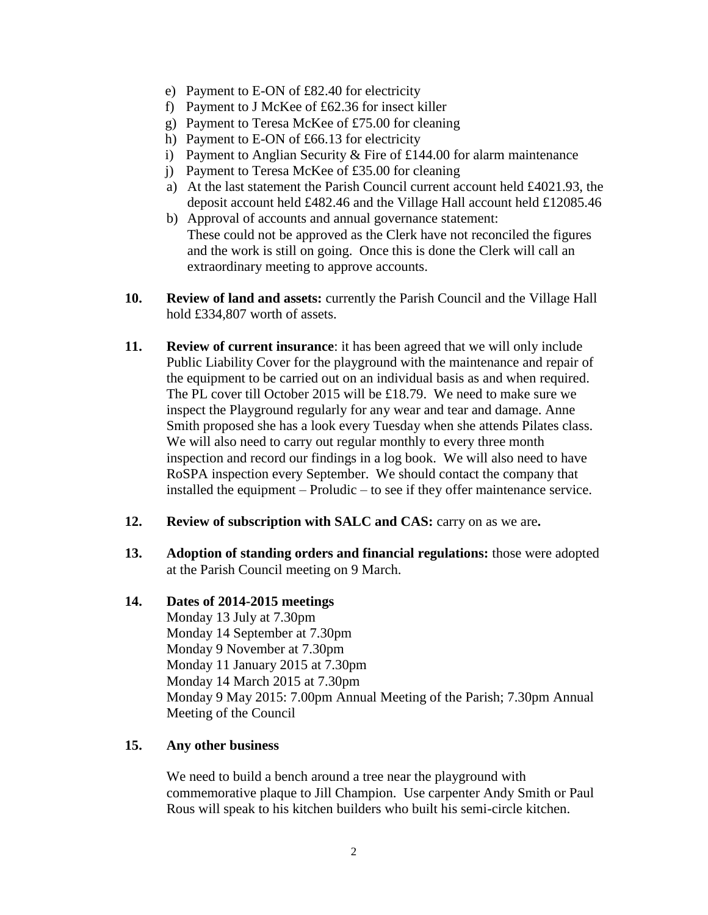e) Payment to E-ON of £82.40 for electricity
f) Payment to J McKee of £62.36 for insect killer
g) Payment to Teresa McKee of £75.00 for cleaning
h) Payment to E-ON of £66.13 for electricity
i) Payment to Anglian Security & Fire of £144.00 for alarm maintenance
j) Payment to Teresa McKee of £35.00 for cleaning

a) At the last statement the Parish Council current account held £4021.93, the deposit account held £482.46 and the Village Hall account held £12085.46
b) Approval of accounts and annual governance statement:
   These could not be approved as the Clerk have not reconciled the figures and the work is still on going. Once this is done the Clerk will call an extraordinary meeting to approve accounts.

**10. Review of land and assets:** currently the Parish Council and the Village Hall hold £334,807 worth of assets.

**11. Review of current insurance**: it has been agreed that we will only include Public Liability Cover for the playground with the maintenance and repair of the equipment to be carried out on an individual basis as and when required. The PL cover till October 2015 will be £18.79. We need to make sure we inspect the Playground regularly for any wear and tear and damage. Anne Smith proposed she has a look every Tuesday when she attends Pilates class. We will also need to carry out regular monthly to every three month inspection and record our findings in a log book. We will also need to have RoSPA inspection every September. We should contact the company that installed the equipment – Proludic – to see if they offer maintenance service.

**12. Review of subscription with SALC and CAS:** carry on as we are**.**

**13. Adoption of standing orders and financial regulations:** those were adopted at the Parish Council meeting on 9 March.

**14. Dates of 2014-2015 meetings**

Monday 13 July at 7.30pm
Monday 14 September at 7.30pm
Monday 9 November at 7.30pm
Monday 11 January 2015 at 7.30pm
Monday 14 March 2015 at 7.30pm
Monday 9 May 2015: 7.00pm Annual Meeting of the Parish; 7.30pm Annual Meeting of the Council

**15. Any other business**

We need to build a bench around a tree near the playground with commemorative plaque to Jill Champion. Use carpenter Andy Smith or Paul Rous will speak to his kitchen builders who built his semi-circle kitchen.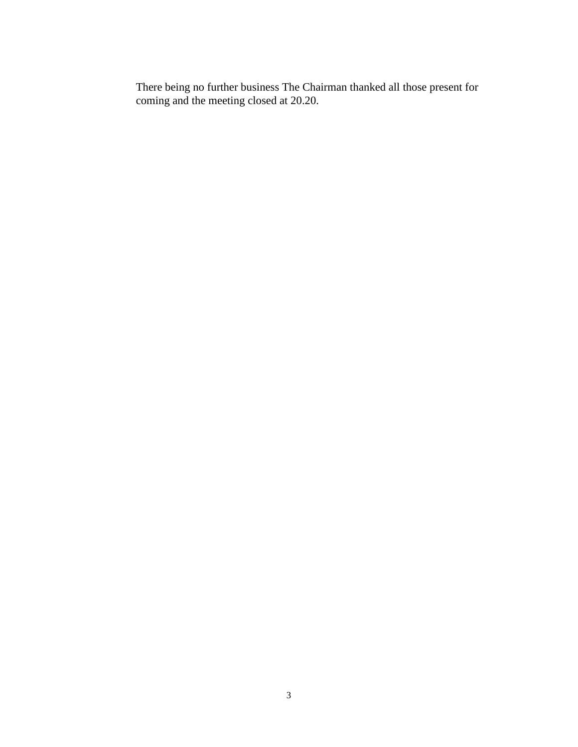There being no further business The Chairman thanked all those present for coming and the meeting closed at 20.20.